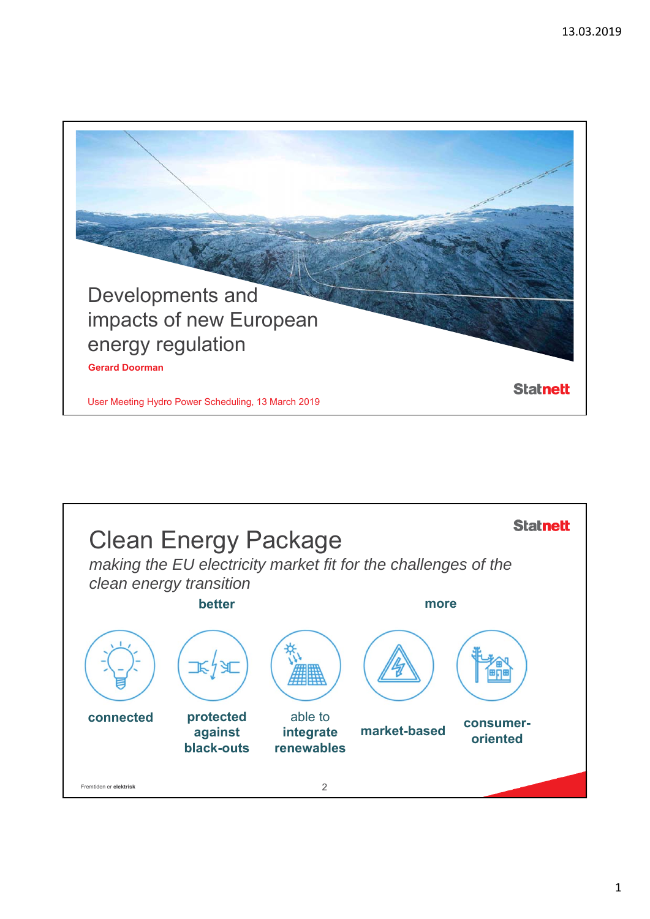# Developments and impacts of new European energy regulation

**Gerard Doorman**

Statnett

User Meeting Hydro Power Scheduling, 13 March 2019

---

## Clean Energy Package

*making the EU electricity market fit for the challenges of the clean energy transition*

**better** | **more**

- **connected**
- **protected against black-outs**
- able to **integrate renewables**
- **market-based**
- **consumer-oriented**

Fremtiden er **elektrisk**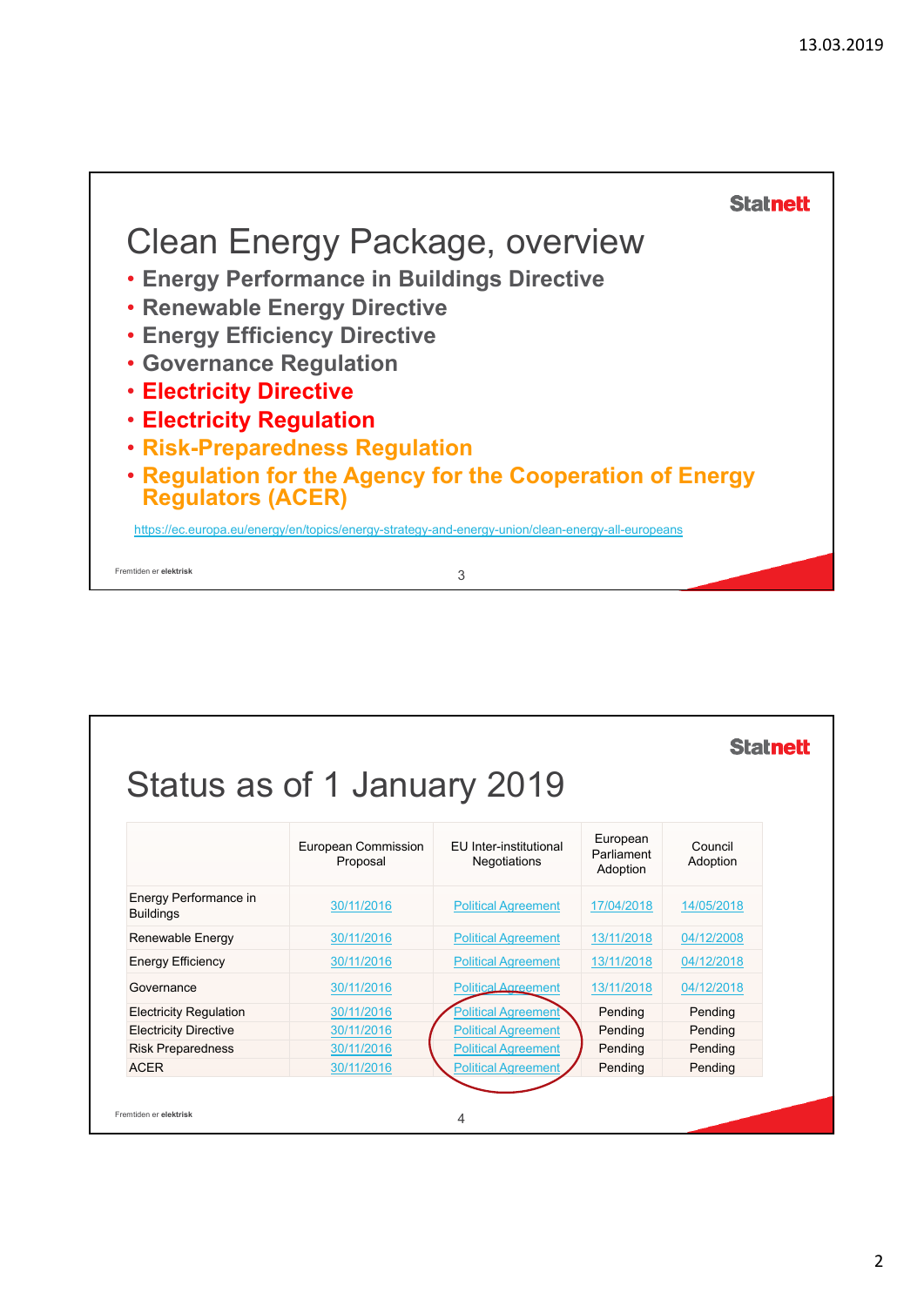## Clean Energy Package, overview

- Energy Performance in Buildings Directive
- Renewable Energy Directive
- Energy Efficiency Directive
- Governance Regulation
- Electricity Directive
- Electricity Regulation
- Risk-Preparedness Regulation
- Regulation for the Agency for the Cooperation of Energy Regulators (ACER)

https://ec.europa.eu/energy/en/topics/energy-strategy-and-energy-union/clean-energy-all-europeans

Fremtiden er **elektrisk**

## Status as of 1 January 2019

| | European Commission Proposal | EU Inter-institutional Negotiations | European Parliament Adoption | Council Adoption |
|---|---|---|---|---|
| Energy Performance in Buildings | 30/11/2016 | Political Agreement | 17/04/2018 | 14/05/2018 |
| Renewable Energy | 30/11/2016 | Political Agreement | 13/11/2018 | 04/12/2008 |
| Energy Efficiency | 30/11/2016 | Political Agreement | 13/11/2018 | 04/12/2018 |
| Governance | 30/11/2016 | Political Agreement | 13/11/2018 | 04/12/2018 |
| Electricity Regulation | 30/11/2016 | Political Agreement | Pending | Pending |
| Electricity Directive | 30/11/2016 | Political Agreement | Pending | Pending |
| Risk Preparedness | 30/11/2016 | Political Agreement | Pending | Pending |
| ACER | 30/11/2016 | Political Agreement | Pending | Pending |

Fremtiden er **elektrisk**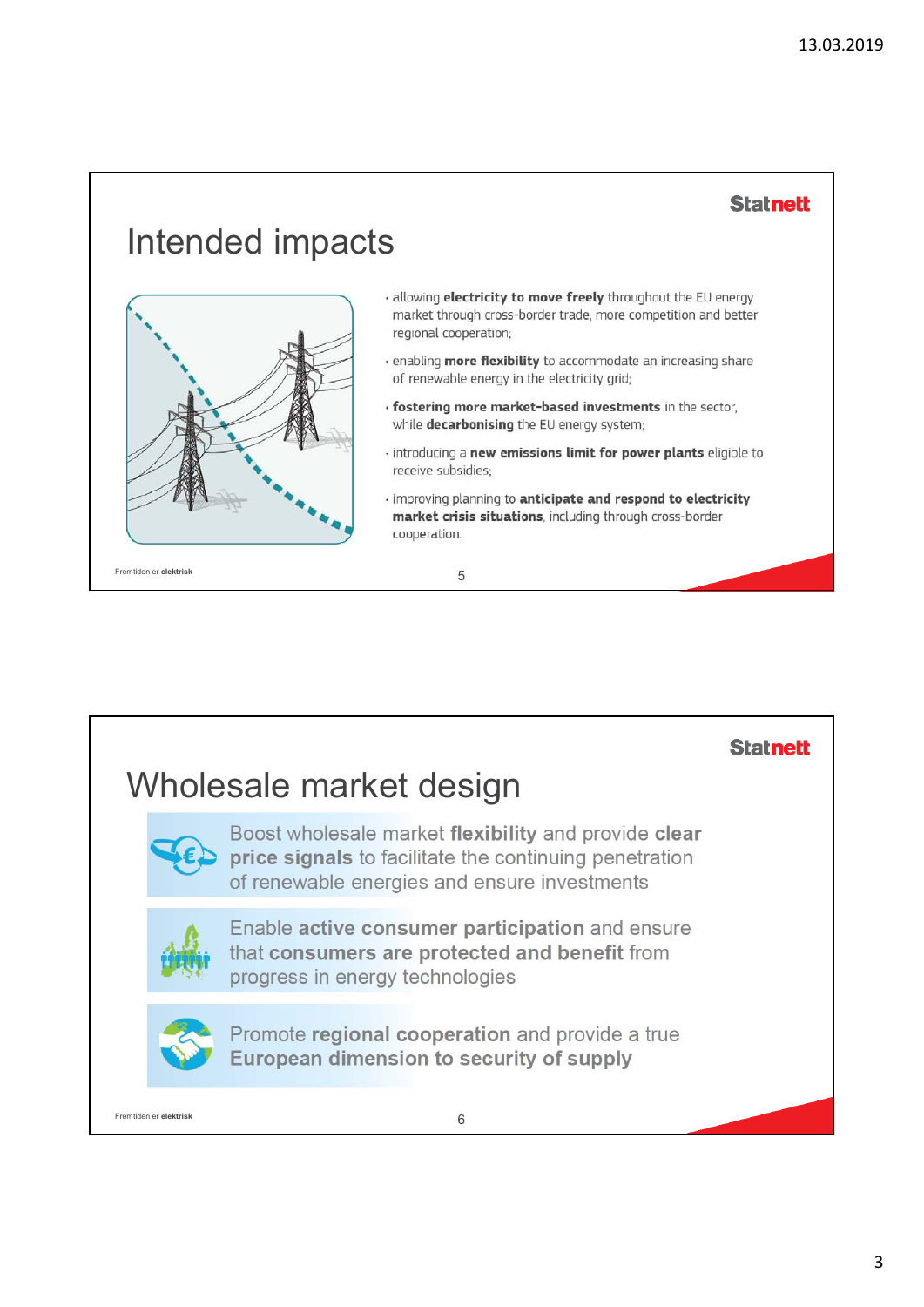## Intended impacts

- allowing **electricity to move freely** throughout the EU energy market through cross-border trade, more competition and better regional cooperation;
- enabling **more flexibility** to accommodate an increasing share of renewable energy in the electricity grid;
- **fostering more market-based investments** in the sector, while **decarbonising** the EU energy system;
- introducing a **new emissions limit for power plants** eligible to receive subsidies;
- improving planning to **anticipate and respond to electricity market crisis situations**, including through cross-border cooperation.

## Wholesale market design

Boost wholesale market **flexibility** and provide **clear price signals** to facilitate the continuing penetration of renewable energies and ensure investments

Enable **active consumer participation** and ensure that **consumers are protected and benefit** from progress in energy technologies

Promote **regional cooperation** and provide a true **European dimension to security of supply**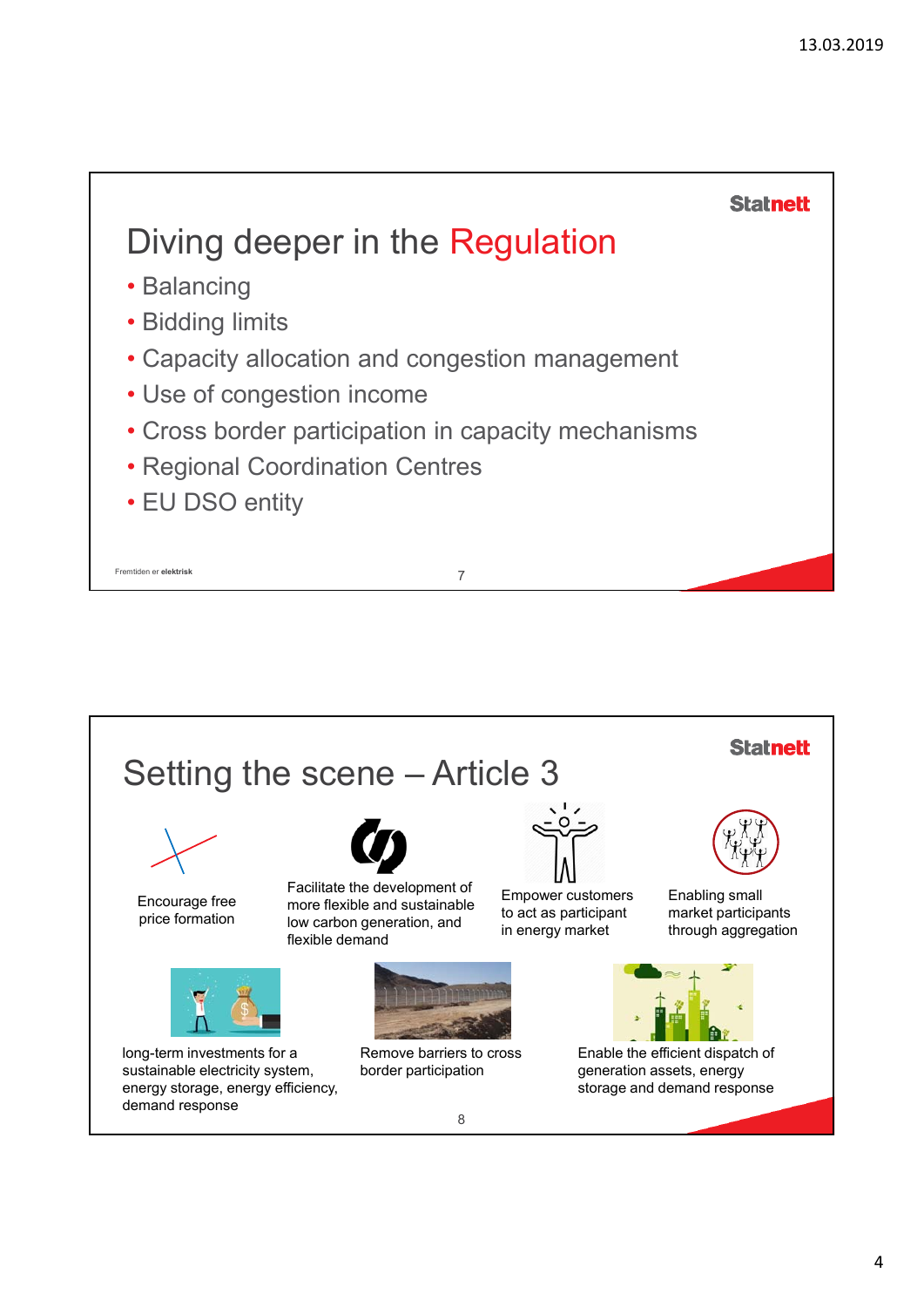## Diving deeper in the Regulation

- Balancing
- Bidding limits
- Capacity allocation and congestion management
- Use of congestion income
- Cross border participation in capacity mechanisms
- Regional Coordination Centres
- EU DSO entity

## Setting the scene – Article 3

- Encourage free price formation
- Facilitate the development of more flexible and sustainable low carbon generation, and flexible demand
- Empower customers to act as participant in energy market
- Enabling small market participants through aggregation
- long-term investments for a sustainable electricity system, energy storage, energy efficiency, demand response
- Remove barriers to cross border participation
- Enable the efficient dispatch of generation assets, energy storage and demand response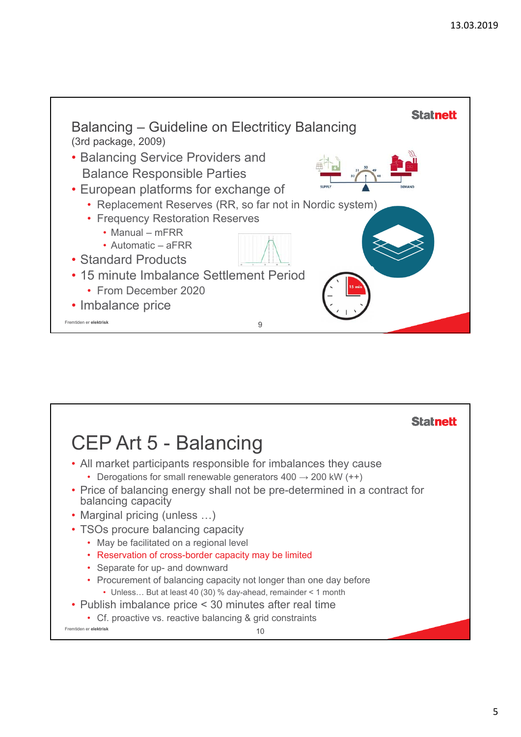## Balancing – Guideline on Electritiy Balancing

(3rd package, 2009)

- Balancing Service Providers and Balance Responsible Parties
- European platforms for exchange of
  - Replacement Reserves (RR, so far not in Nordic system)
  - Frequency Restoration Reserves
    - Manual – mFRR
    - Automatic – aFRR
- Standard Products
- 15 minute Imbalance Settlement Period
  - From December 2020
- Imbalance price

## CEP Art 5 - Balancing

- All market participants responsible for imbalances they cause
  - Derogations for small renewable generators 400 → 200 kW (++)
- Price of balancing energy shall not be pre-determined in a contract for balancing capacity
- Marginal pricing (unless …)
- TSOs procure balancing capacity
  - May be facilitated on a regional level
  - Reservation of cross-border capacity may be limited
  - Separate for up- and downward
  - Procurement of balancing capacity not longer than one day before
    - Unless… But at least 40 (30) % day-ahead, remainder < 1 month
- Publish imbalance price < 30 minutes after real time
  - Cf. proactive vs. reactive balancing & grid constraints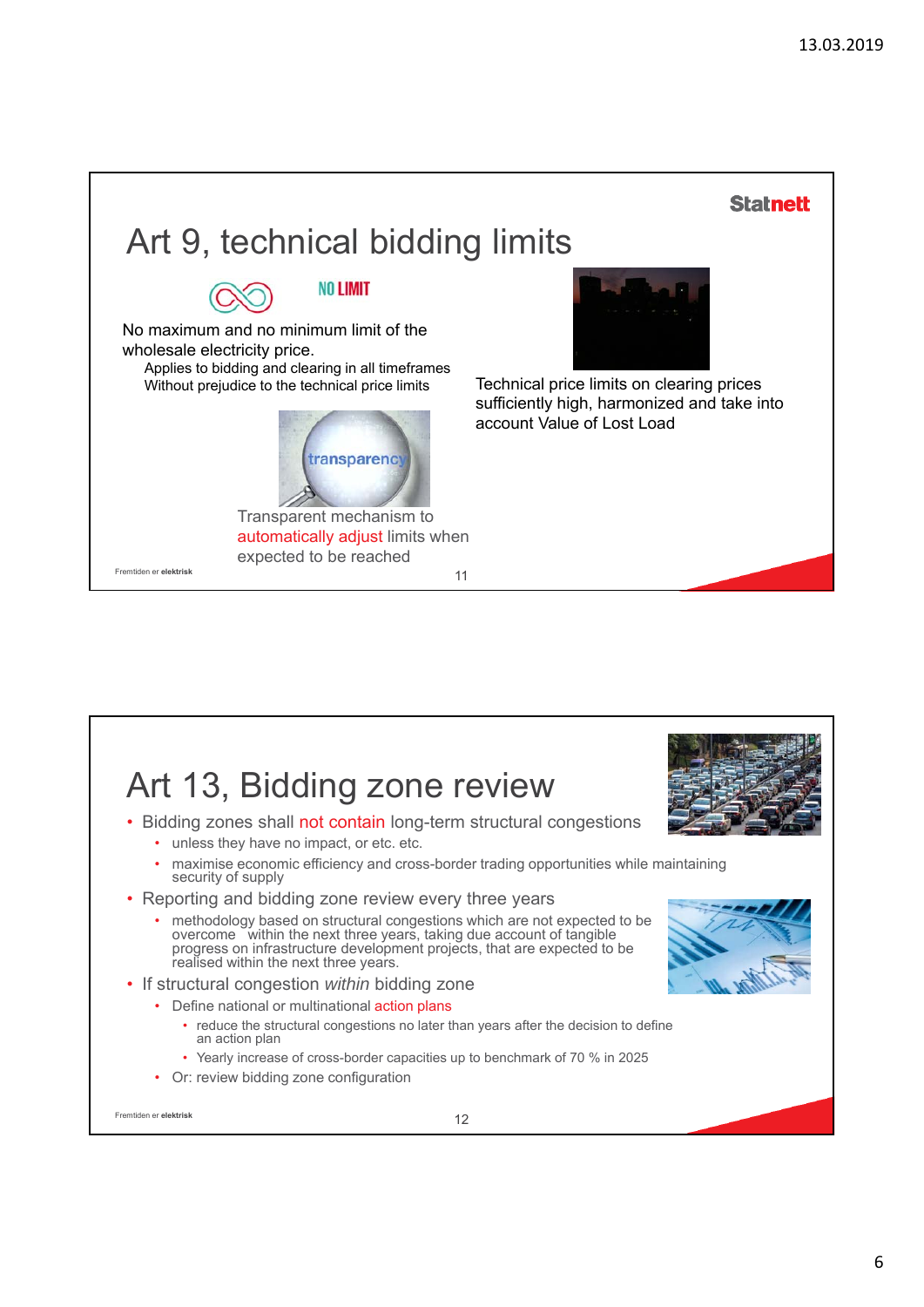## Art 9, technical bidding limits

NO LIMIT

No maximum and no minimum limit of the wholesale electricity price.

- Applies to bidding and clearing in all timeframes
- Without prejudice to the technical price limits

Technical price limits on clearing prices sufficiently high, harmonized and take into account Value of Lost Load

Transparent mechanism to automatically adjust limits when expected to be reached

## Art 13, Bidding zone review

- Bidding zones shall not contain long-term structural congestions
  - unless they have no impact, or etc. etc.
  - maximise economic efficiency and cross-border trading opportunities while maintaining security of supply
- Reporting and bidding zone review every three years
  - methodology based on structural congestions which are not expected to be overcome within the next three years, taking due account of tangible progress on infrastructure development projects, that are expected to be realised within the next three years.
- If structural congestion *within* bidding zone
  - Define national or multinational action plans
    - reduce the structural congestions no later than years after the decision to define an action plan
    - Yearly increase of cross-border capacities up to benchmark of 70 % in 2025
  - Or: review bidding zone configuration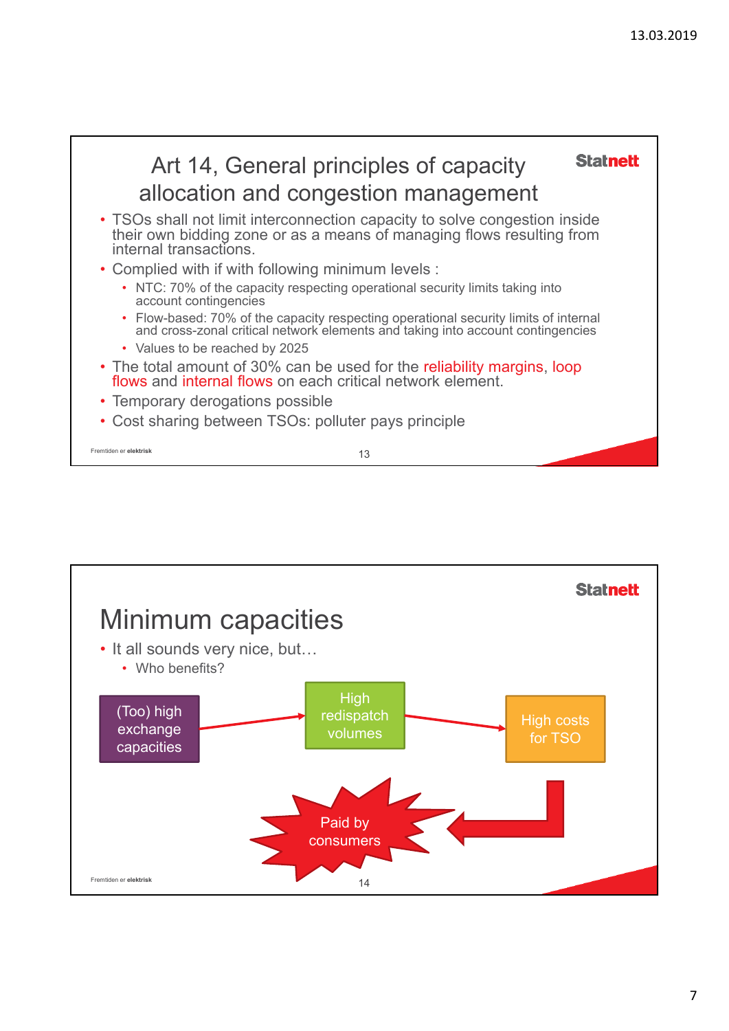## Art 14, General principles of capacity allocation and congestion management

- TSOs shall not limit interconnection capacity to solve congestion inside their own bidding zone or as a means of managing flows resulting from internal transactions.
- Complied with if with following minimum levels :
  - NTC: 70% of the capacity respecting operational security limits taking into account contingencies
  - Flow-based: 70% of the capacity respecting operational security limits of internal and cross-zonal critical network elements and taking into account contingencies
  - Values to be reached by 2025
- The total amount of 30% can be used for the reliability margins, loop flows and internal flows on each critical network element.
- Temporary derogations possible
- Cost sharing between TSOs: polluter pays principle

## Minimum capacities

- It all sounds very nice, but…
  - Who benefits?

(Too) high exchange capacities → High redispatch volumes → High costs for TSO → Paid by consumers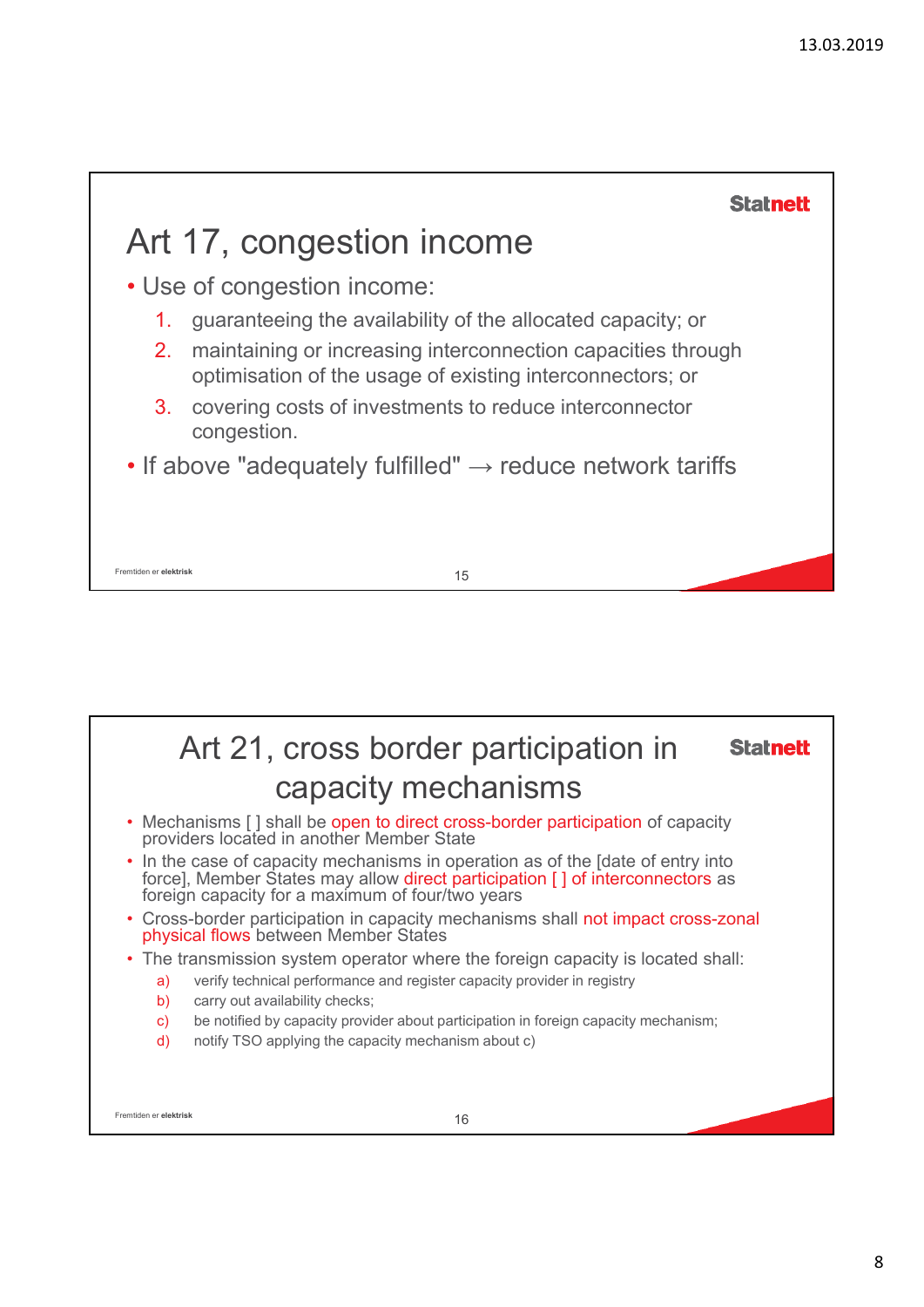## Art 17, congestion income

- Use of congestion income:
  1. guaranteeing the availability of the allocated capacity; or
  2. maintaining or increasing interconnection capacities through optimisation of the usage of existing interconnectors; or
  3. covering costs of investments to reduce interconnector congestion.
- If above "adequately fulfilled" → reduce network tariffs

## Art 21, cross border participation in capacity mechanisms

- Mechanisms [ ] shall be open to direct cross-border participation of capacity providers located in another Member State
- In the case of capacity mechanisms in operation as of the [date of entry into force], Member States may allow direct participation [ ] of interconnectors as foreign capacity for a maximum of four/two years
- Cross-border participation in capacity mechanisms shall not impact cross-zonal physical flows between Member States
- The transmission system operator where the foreign capacity is located shall:
  a) verify technical performance and register capacity provider in registry
  b) carry out availability checks;
  c) be notified by capacity provider about participation in foreign capacity mechanism;
  d) notify TSO applying the capacity mechanism about c)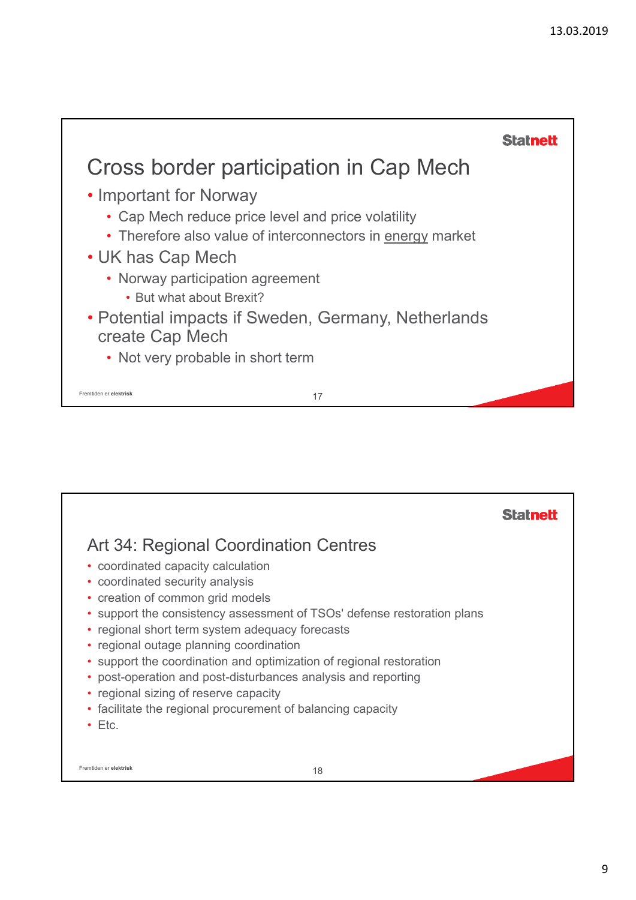## Cross border participation in Cap Mech

- Important for Norway
  - Cap Mech reduce price level and price volatility
  - Therefore also value of interconnectors in <u>energy</u> market
- UK has Cap Mech
  - Norway participation agreement
    - But what about Brexit?
- Potential impacts if Sweden, Germany, Netherlands create Cap Mech
  - Not very probable in short term

## Art 34: Regional Coordination Centres

- coordinated capacity calculation
- coordinated security analysis
- creation of common grid models
- support the consistency assessment of TSOs' defense restoration plans
- regional short term system adequacy forecasts
- regional outage planning coordination
- support the coordination and optimization of regional restoration
- post-operation and post-disturbances analysis and reporting
- regional sizing of reserve capacity
- facilitate the regional procurement of balancing capacity
- Etc.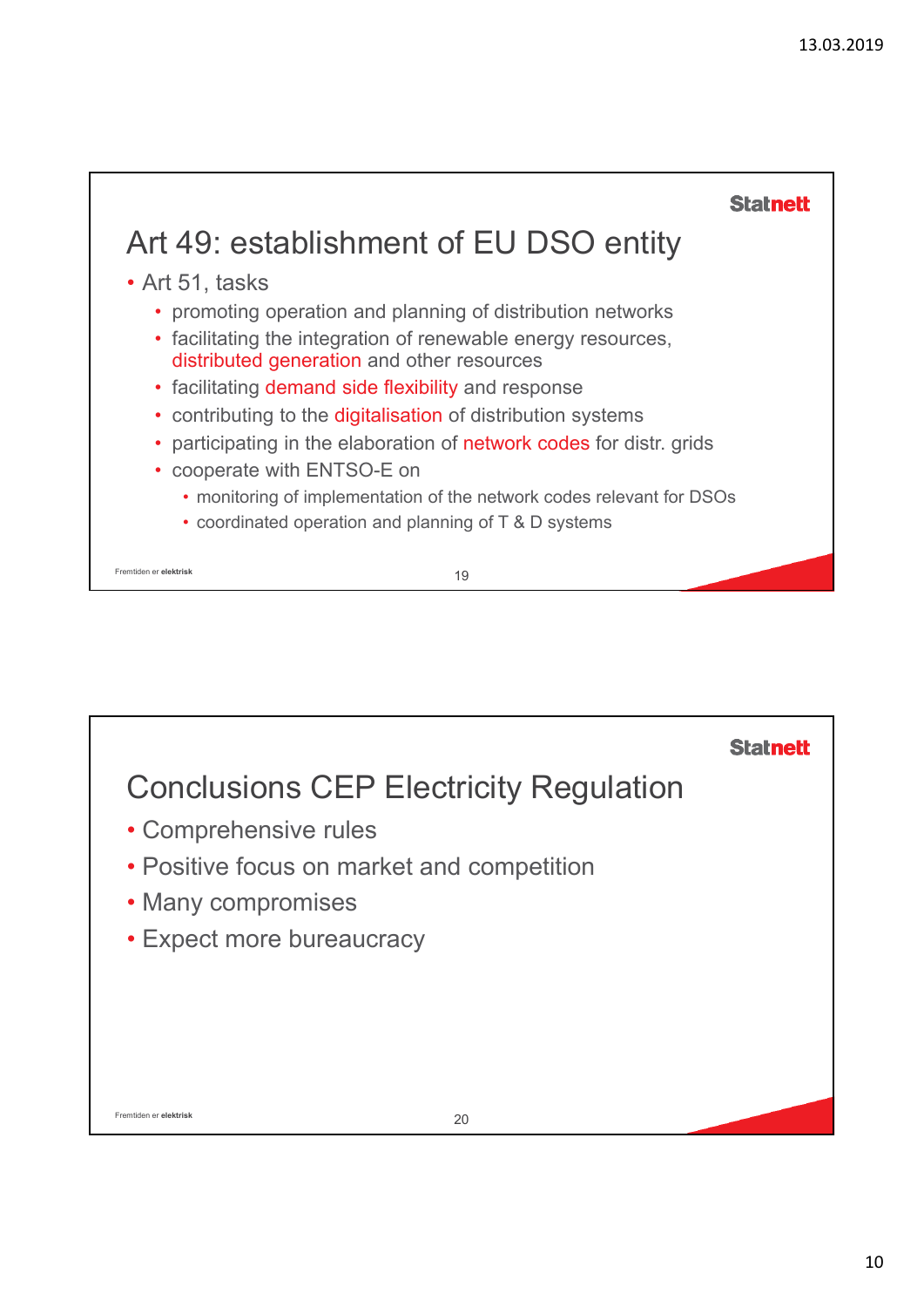## Art 49: establishment of EU DSO entity

- Art 51, tasks
  - promoting operation and planning of distribution networks
  - facilitating the integration of renewable energy resources, distributed generation and other resources
  - facilitating demand side flexibility and response
  - contributing to the digitalisation of distribution systems
  - participating in the elaboration of network codes for distr. grids
  - cooperate with ENTSO-E on
    - monitoring of implementation of the network codes relevant for DSOs
    - coordinated operation and planning of T & D systems

## Conclusions CEP Electricity Regulation

- Comprehensive rules
- Positive focus on market and competition
- Many compromises
- Expect more bureaucracy